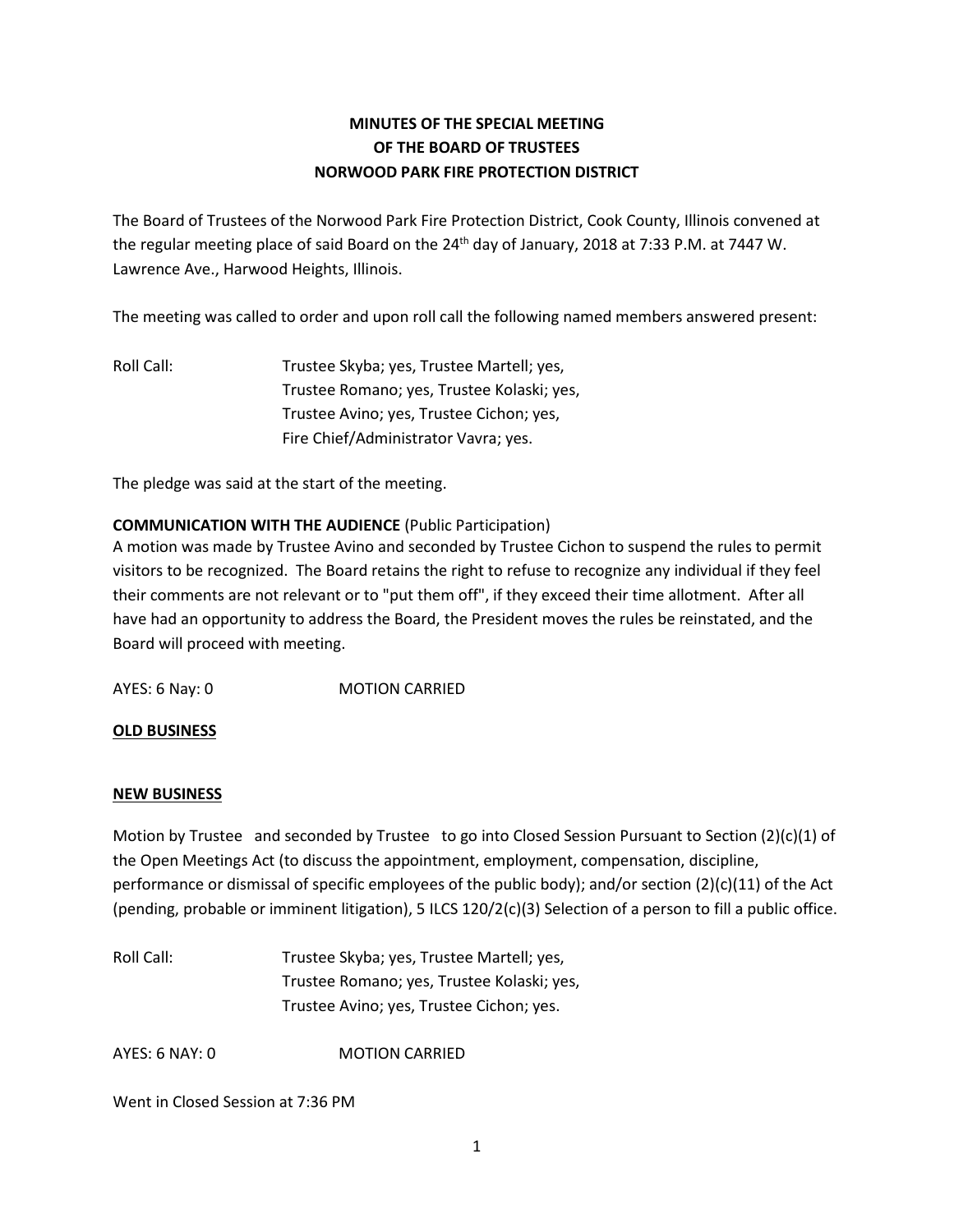**MINUTES OF THE SPECIAL MEETING**
**OF THE BOARD OF TRUSTEES**
**NORWOOD PARK FIRE PROTECTION DISTRICT**

The Board of Trustees of the Norwood Park Fire Protection District, Cook County, Illinois convened at the regular meeting place of said Board on the 24th day of January, 2018 at 7:33 P.M. at 7447 W. Lawrence Ave., Harwood Heights, Illinois.

The meeting was called to order and upon roll call the following named members answered present:

Roll Call: Trustee Skyba; yes, Trustee Martell; yes,
Trustee Romano; yes, Trustee Kolaski; yes,
Trustee Avino; yes, Trustee Cichon; yes,
Fire Chief/Administrator Vavra; yes.

The pledge was said at the start of the meeting.

**COMMUNICATION WITH THE AUDIENCE** (Public Participation)
A motion was made by Trustee Avino and seconded by Trustee Cichon to suspend the rules to permit visitors to be recognized. The Board retains the right to refuse to recognize any individual if they feel their comments are not relevant or to "put them off", if they exceed their time allotment. After all have had an opportunity to address the Board, the President moves the rules be reinstated, and the Board will proceed with meeting.

AYES: 6 Nay: 0 MOTION CARRIED

**OLD BUSINESS**

**NEW BUSINESS**

Motion by Trustee and seconded by Trustee to go into Closed Session Pursuant to Section (2)(c)(1) of the Open Meetings Act (to discuss the appointment, employment, compensation, discipline, performance or dismissal of specific employees of the public body); and/or section (2)(c)(11) of the Act (pending, probable or imminent litigation), 5 ILCS 120/2(c)(3) Selection of a person to fill a public office.

Roll Call: Trustee Skyba; yes, Trustee Martell; yes,
Trustee Romano; yes, Trustee Kolaski; yes,
Trustee Avino; yes, Trustee Cichon; yes.

AYES: 6 NAY: 0 MOTION CARRIED

Went in Closed Session at 7:36 PM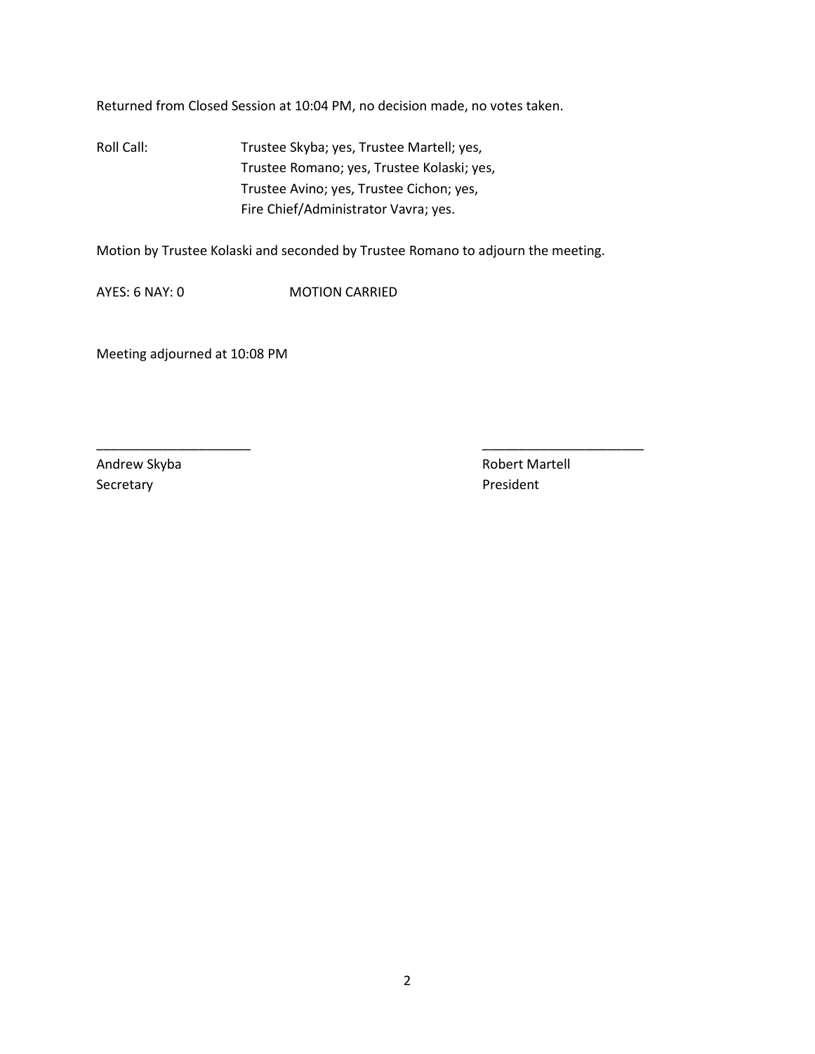Returned from Closed Session at 10:04 PM, no decision made, no votes taken.

Roll Call: Trustee Skyba; yes, Trustee Martell; yes,
Trustee Romano; yes, Trustee Kolaski; yes,
Trustee Avino; yes, Trustee Cichon; yes,
Fire Chief/Administrator Vavra; yes.

Motion by Trustee Kolaski and seconded by Trustee Romano to adjourn the meeting.

AYES: 6 NAY: 0 MOTION CARRIED

Meeting adjourned at 10:08 PM

_____________________ _____________________

Andrew Skyba
Secretary

Robert Martell
President